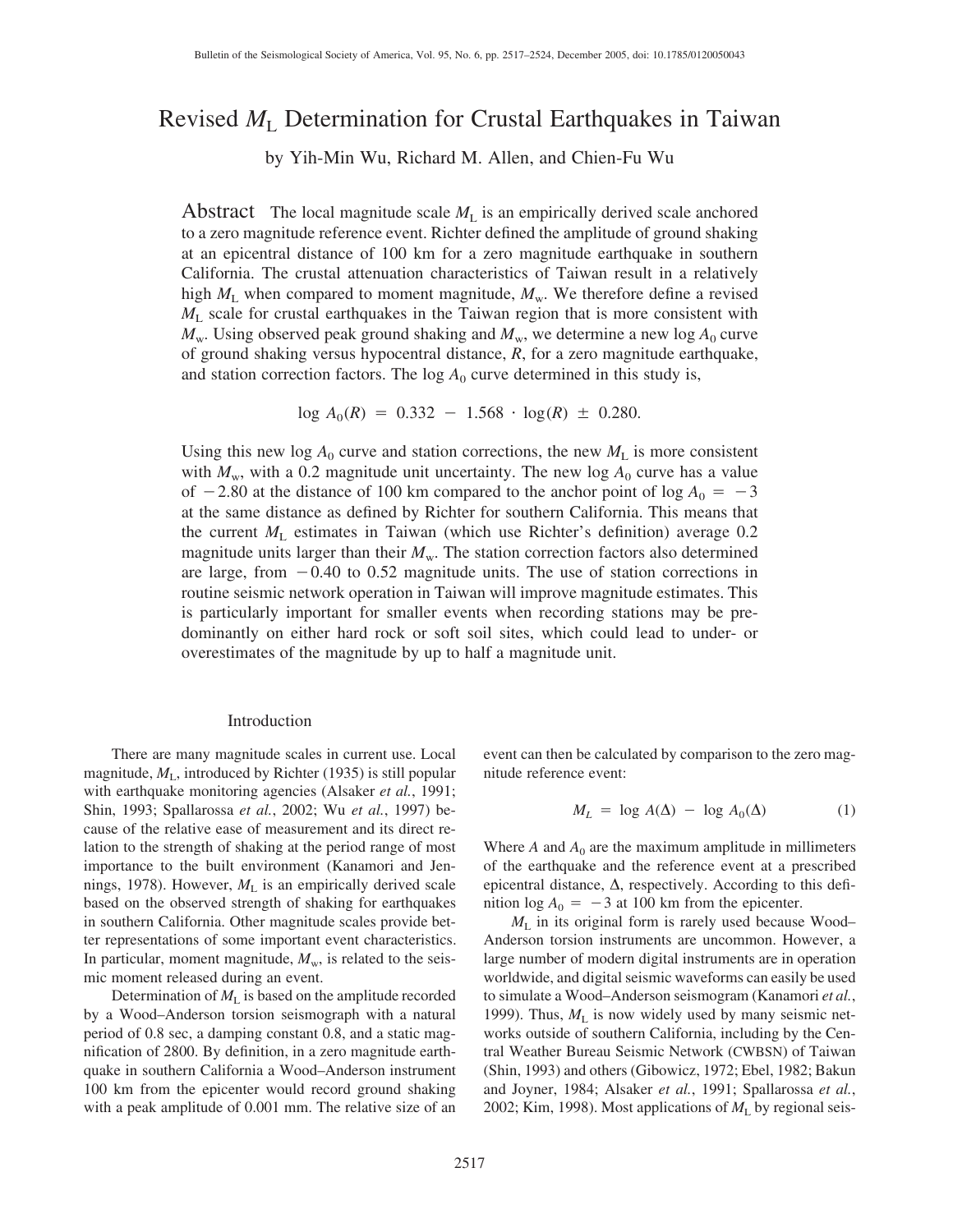# Revised $M_L$ Determination for Crustal Earthquakes in Taiwan

by Yih-Min Wu, Richard M. Allen, and Chien-Fu Wu

**Abstract** The local magnitude scale $M_L$ is an empirically derived scale anchored to a zero magnitude reference event. Richter defined the amplitude of ground shaking at an epicentral distance of 100 km for a zero magnitude earthquake in southern California. The crustal attenuation characteristics of Taiwan result in a relatively high $M_L$ when compared to moment magnitude, $M_w$. We therefore define a revised $M_L$ scale for crustal earthquakes in the Taiwan region that is more consistent with $M_w$. Using observed peak ground shaking and $M_w$, we determine a new $\log A_0$ curve of ground shaking versus hypocentral distance, $R$, for a zero magnitude earthquake, and station correction factors. The $\log A_0$ curve determined in this study is,

$$\log A_0(R) = 0.332 - 1.568 \cdot \log(R) \pm 0.280.$$

Using this new $\log A_0$ curve and station corrections, the new $M_L$ is more consistent with $M_w$, with a 0.2 magnitude unit uncertainty. The new $\log A_0$ curve has a value of $-2.80$ at the distance of 100 km compared to the anchor point of $\log A_0 = -3$ at the same distance as defined by Richter for southern California. This means that the current $M_L$ estimates in Taiwan (which use Richter's definition) average 0.2 magnitude units larger than their $M_w$. The station correction factors also determined are large, from $-0.40$ to 0.52 magnitude units. The use of station corrections in routine seismic network operation in Taiwan will improve magnitude estimates. This is particularly important for smaller events when recording stations may be predominantly on either hard rock or soft soil sites, which could lead to under- or overestimates of the magnitude by up to half a magnitude unit.

## Introduction

There are many magnitude scales in current use. Local magnitude, $M_L$, introduced by Richter (1935) is still popular with earthquake monitoring agencies (Alsaker *et al.*, 1991; Shin, 1993; Spallarossa *et al.*, 2002; Wu *et al.*, 1997) because of the relative ease of measurement and its direct relation to the strength of shaking at the period range of most importance to the built environment (Kanamori and Jennings, 1978). However, $M_L$ is an empirically derived scale based on the observed strength of shaking for earthquakes in southern California. Other magnitude scales provide better representations of some important event characteristics. In particular, moment magnitude, $M_w$, is related to the seismic moment released during an event.

Determination of $M_L$ is based on the amplitude recorded by a Wood–Anderson torsion seismograph with a natural period of 0.8 sec, a damping constant 0.8, and a static magnification of 2800. By definition, in a zero magnitude earthquake in southern California a Wood–Anderson instrument 100 km from the epicenter would record ground shaking with a peak amplitude of 0.001 mm. The relative size of an event can then be calculated by comparison to the zero magnitude reference event:

$$M_L = \log A(\Delta) - \log A_0(\Delta) \qquad (1)$$

Where $A$ and $A_0$ are the maximum amplitude in millimeters of the earthquake and the reference event at a prescribed epicentral distance, $\Delta$, respectively. According to this definition $\log A_0 = -3$ at 100 km from the epicenter.

$M_L$ in its original form is rarely used because Wood–Anderson torsion instruments are uncommon. However, a large number of modern digital instruments are in operation worldwide, and digital seismic waveforms can easily be used to simulate a Wood–Anderson seismogram (Kanamori *et al.*, 1999). Thus, $M_L$ is now widely used by many seismic networks outside of southern California, including by the Central Weather Bureau Seismic Network (CWBSN) of Taiwan (Shin, 1993) and others (Gibowicz, 1972; Ebel, 1982; Bakun and Joyner, 1984; Alsaker *et al.*, 1991; Spallarossa *et al.*, 2002; Kim, 1998). Most applications of $M_L$ by regional seis-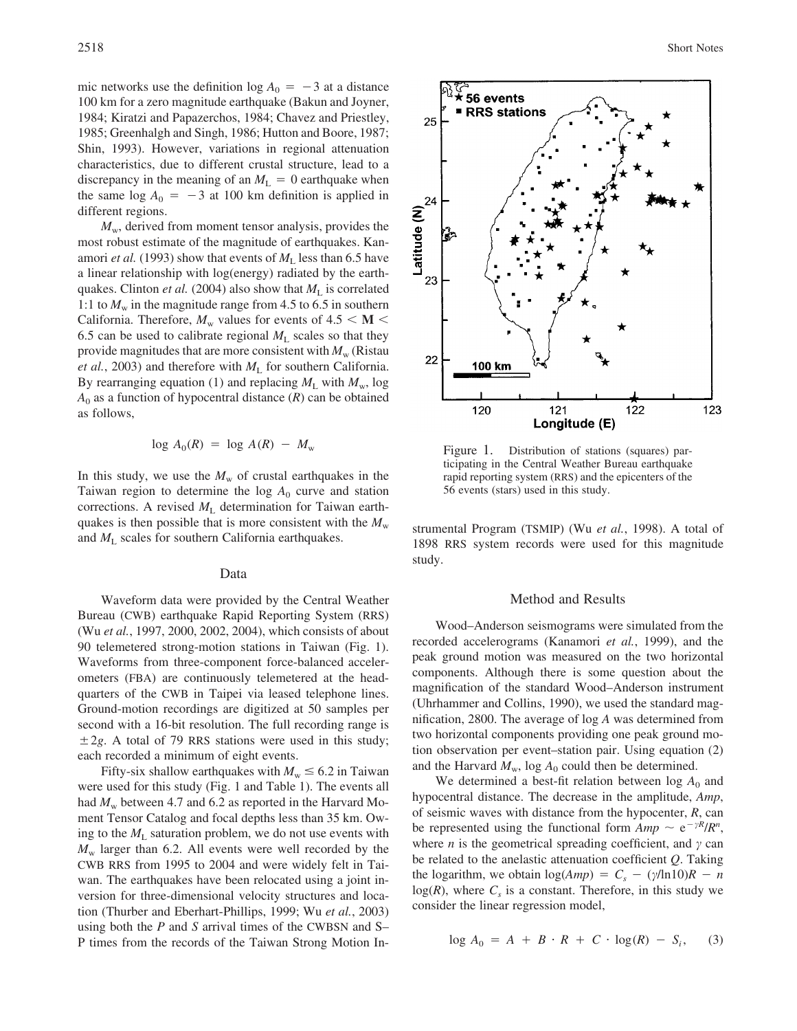mic networks use the definition $\log A_0 = -3$ at a distance 100 km for a zero magnitude earthquake (Bakun and Joyner, 1984; Kiratzi and Papazerchos, 1984; Chavez and Priestley, 1985; Greenhalgh and Singh, 1986; Hutton and Boore, 1987; Shin, 1993). However, variations in regional attenuation characteristics, due to different crustal structure, lead to a discrepancy in the meaning of an $M_L = 0$ earthquake when the same $\log A_0 = -3$ at 100 km definition is applied in different regions.

$M_w$, derived from moment tensor analysis, provides the most robust estimate of the magnitude of earthquakes. Kanamori *et al.* (1993) show that events of $M_L$ less than 6.5 have a linear relationship with log(energy) radiated by the earthquakes. Clinton *et al.* (2004) also show that $M_L$ is correlated 1:1 to $M_w$ in the magnitude range from 4.5 to 6.5 in southern California. Therefore, $M_w$ values for events of $4.5 < \mathbf{M} < 6.5$ can be used to calibrate regional $M_L$ scales so that they provide magnitudes that are more consistent with $M_w$ (Ristau *et al.*, 2003) and therefore with $M_L$ for southern California. By rearranging equation (1) and replacing $M_L$ with $M_w$, $\log A_0$ as a function of hypocentral distance ($R$) can be obtained as follows,

$$\log A_0(R) = \log A(R) - M_w$$

In this study, we use the $M_w$ of crustal earthquakes in the Taiwan region to determine the $\log A_0$ curve and station corrections. A revised $M_L$ determination for Taiwan earthquakes is then possible that is more consistent with the $M_w$ and $M_L$ scales for southern California earthquakes.

## Data

Waveform data were provided by the Central Weather Bureau (CWB) earthquake Rapid Reporting System (RRS) (Wu *et al.*, 1997, 2000, 2002, 2004), which consists of about 90 telemetered strong-motion stations in Taiwan (Fig. 1). Waveforms from three-component force-balanced accelerometers (FBA) are continuously telemetered at the headquarters of the CWB in Taipei via leased telephone lines. Ground-motion recordings are digitized at 50 samples per second with a 16-bit resolution. The full recording range is $\pm 2g$. A total of 79 RRS stations were used in this study; each recorded a minimum of eight events.

Fifty-six shallow earthquakes with $M_w \leq 6.2$ in Taiwan were used for this study (Fig. 1 and Table 1). The events all had $M_w$ between 4.7 and 6.2 as reported in the Harvard Moment Tensor Catalog and focal depths less than 35 km. Owing to the $M_L$ saturation problem, we do not use events with $M_w$ larger than 6.2. All events were well recorded by the CWB RRS from 1995 to 2004 and were widely felt in Taiwan. The earthquakes have been relocated using a joint inversion for three-dimensional velocity structures and location (Thurber and Eberhart-Phillips, 1999; Wu *et al.*, 2003) using both the *P* and *S* arrival times of the CWBSN and S–P times from the records of the Taiwan Strong Motion Instrumental Program (TSMIP) (Wu *et al.*, 1998). A total of 1898 RRS system records were used for this magnitude study.

Figure 1. Distribution of stations (squares) participating in the Central Weather Bureau earthquake rapid reporting system (RRS) and the epicenters of the 56 events (stars) used in this study.

## Method and Results

Wood–Anderson seismograms were simulated from the recorded accelerograms (Kanamori *et al.*, 1999), and the peak ground motion was measured on the two horizontal components. Although there is some question about the magnification of the standard Wood–Anderson instrument (Uhrhammer and Collins, 1990), we used the standard magnification, 2800. The average of $\log A$ was determined from two horizontal components providing one peak ground motion observation per event–station pair. Using equation (2) and the Harvard $M_w$, $\log A_0$ could then be determined.

We determined a best-fit relation between $\log A_0$ and hypocentral distance. The decrease in the amplitude, *Amp*, of seismic waves with distance from the hypocenter, $R$, can be represented using the functional form $Amp \sim e^{-\gamma R}/R^n$, where $n$ is the geometrical spreading coefficient, and $\gamma$ can be related to the anelastic attenuation coefficient $Q$. Taking the logarithm, we obtain $\log(Amp) = C_s - (\gamma/\ln 10)R - n \log(R)$, where $C_s$ is a constant. Therefore, in this study we consider the linear regression model,

$$\log A_0 = A + B \cdot R + C \cdot \log(R) - S_i, \quad (3)$$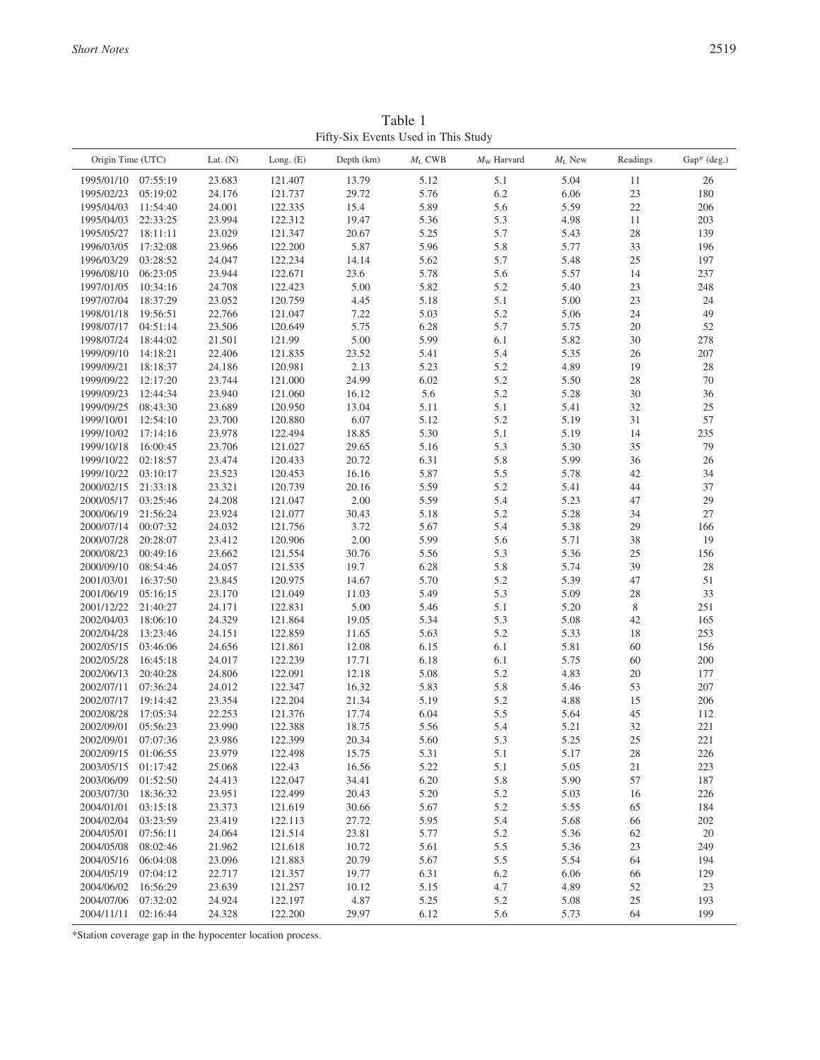Table 1
Fifty-Six Events Used in This Study

| Origin Time (UTC) | Lat. (N) | Long. (E) | Depth (km) | $M_L$ CWB | $M_W$ Harvard | $M_L$ New | Readings | Gap* (deg.) |
|---|---|---|---|---|---|---|---|---|
| 1995/01/10 07:55:19 | 23.683 | 121.407 | 13.79 | 5.12 | 5.1 | 5.04 | 11 | 26 |
| 1995/02/23 05:19:02 | 24.176 | 121.737 | 29.72 | 5.76 | 6.2 | 6.06 | 23 | 180 |
| 1995/04/03 11:54:40 | 24.001 | 122.335 | 15.4 | 5.89 | 5.6 | 5.59 | 22 | 206 |
| 1995/04/03 22:33:25 | 23.994 | 122.312 | 19.47 | 5.36 | 5.3 | 4.98 | 11 | 203 |
| 1995/05/27 18:11:11 | 23.029 | 121.347 | 20.67 | 5.25 | 5.7 | 5.43 | 28 | 139 |
| 1996/03/05 17:32:08 | 23.966 | 122.200 | 5.87 | 5.96 | 5.8 | 5.77 | 33 | 196 |
| 1996/03/29 03:28:52 | 24.047 | 122.234 | 14.14 | 5.62 | 5.7 | 5.48 | 25 | 197 |
| 1996/08/10 06:23:05 | 23.944 | 122.671 | 23.6 | 5.78 | 5.6 | 5.57 | 14 | 237 |
| 1997/01/05 10:34:16 | 24.708 | 122.423 | 5.00 | 5.82 | 5.2 | 5.40 | 23 | 248 |
| 1997/07/04 18:37:29 | 23.052 | 120.759 | 4.45 | 5.18 | 5.1 | 5.00 | 23 | 24 |
| 1998/01/18 19:56:51 | 22.766 | 121.047 | 7.22 | 5.03 | 5.2 | 5.06 | 24 | 49 |
| 1998/07/17 04:51:14 | 23.506 | 120.649 | 5.75 | 6.28 | 5.7 | 5.75 | 20 | 52 |
| 1998/07/24 18:44:02 | 21.501 | 121.99 | 5.00 | 5.99 | 6.1 | 5.82 | 30 | 278 |
| 1999/09/10 14:18:21 | 22.406 | 121.835 | 23.52 | 5.41 | 5.4 | 5.35 | 26 | 207 |
| 1999/09/21 18:18:37 | 24.186 | 120.981 | 2.13 | 5.23 | 5.2 | 4.89 | 19 | 28 |
| 1999/09/22 12:17:20 | 23.744 | 121.000 | 24.99 | 6.02 | 5.2 | 5.50 | 28 | 70 |
| 1999/09/23 12:44:34 | 23.940 | 121.060 | 16.12 | 5.6 | 5.2 | 5.28 | 30 | 36 |
| 1999/09/25 08:43:30 | 23.689 | 120.950 | 13.04 | 5.11 | 5.1 | 5.41 | 32 | 25 |
| 1999/10/01 12:54:10 | 23.700 | 120.880 | 6.07 | 5.12 | 5.2 | 5.19 | 31 | 57 |
| 1999/10/02 17:14:16 | 23.978 | 122.494 | 18.85 | 5.30 | 5.1 | 5.19 | 14 | 235 |
| 1999/10/18 16:00:45 | 23.706 | 121.027 | 29.65 | 5.16 | 5.3 | 5.30 | 35 | 79 |
| 1999/10/22 02:18:57 | 23.474 | 120.433 | 20.72 | 6.31 | 5.8 | 5.99 | 36 | 26 |
| 1999/10/22 03:10:17 | 23.523 | 120.453 | 16.16 | 5.87 | 5.5 | 5.78 | 42 | 34 |
| 2000/02/15 21:33:18 | 23.321 | 120.739 | 20.16 | 5.59 | 5.2 | 5.41 | 44 | 37 |
| 2000/05/17 03:25:46 | 24.208 | 121.047 | 2.00 | 5.59 | 5.4 | 5.23 | 47 | 29 |
| 2000/06/19 21:56:24 | 23.924 | 121.077 | 30.43 | 5.18 | 5.2 | 5.28 | 34 | 27 |
| 2000/07/14 00:07:32 | 24.032 | 121.756 | 3.72 | 5.67 | 5.4 | 5.38 | 29 | 166 |
| 2000/07/28 20:28:07 | 23.412 | 120.906 | 2.00 | 5.99 | 5.6 | 5.71 | 38 | 19 |
| 2000/08/23 00:49:16 | 23.662 | 121.554 | 30.76 | 5.56 | 5.3 | 5.36 | 25 | 156 |
| 2000/09/10 08:54:46 | 24.057 | 121.535 | 19.7 | 6.28 | 5.8 | 5.74 | 39 | 28 |
| 2001/03/01 16:37:50 | 23.845 | 120.975 | 14.67 | 5.70 | 5.2 | 5.39 | 47 | 51 |
| 2001/06/19 05:16:15 | 23.170 | 121.049 | 11.03 | 5.49 | 5.3 | 5.09 | 28 | 33 |
| 2001/12/22 21:40:27 | 24.171 | 122.831 | 5.00 | 5.46 | 5.1 | 5.20 | 8 | 251 |
| 2002/04/03 18:06:10 | 24.329 | 121.864 | 19.05 | 5.34 | 5.3 | 5.08 | 42 | 165 |
| 2002/04/28 13:23:46 | 24.151 | 122.859 | 11.65 | 5.63 | 5.2 | 5.33 | 18 | 253 |
| 2002/05/15 03:46:06 | 24.656 | 121.861 | 12.08 | 6.15 | 6.1 | 5.81 | 60 | 156 |
| 2002/05/28 16:45:18 | 24.017 | 122.239 | 17.71 | 6.18 | 6.1 | 5.75 | 60 | 200 |
| 2002/06/13 20:40:28 | 24.806 | 122.091 | 12.18 | 5.08 | 5.2 | 4.83 | 20 | 177 |
| 2002/07/11 07:36:24 | 24.012 | 122.347 | 16.32 | 5.83 | 5.8 | 5.46 | 53 | 207 |
| 2002/07/17 19:14:42 | 23.354 | 122.204 | 21.34 | 5.19 | 5.2 | 4.88 | 15 | 206 |
| 2002/08/28 17:05:34 | 22.253 | 121.376 | 17.74 | 6.04 | 5.5 | 5.64 | 45 | 112 |
| 2002/09/01 05:56:23 | 23.990 | 122.388 | 18.75 | 5.56 | 5.4 | 5.21 | 32 | 221 |
| 2002/09/01 07:07:36 | 23.986 | 122.399 | 20.34 | 5.60 | 5.3 | 5.25 | 25 | 221 |
| 2002/09/15 01:06:55 | 23.979 | 122.498 | 15.75 | 5.31 | 5.1 | 5.17 | 28 | 226 |
| 2003/05/15 01:17:42 | 25.068 | 122.43 | 16.56 | 5.22 | 5.1 | 5.05 | 21 | 223 |
| 2003/06/09 01:52:50 | 24.413 | 122.047 | 34.41 | 6.20 | 5.8 | 5.90 | 57 | 187 |
| 2003/07/30 18:36:32 | 23.951 | 122.499 | 20.43 | 5.20 | 5.2 | 5.03 | 16 | 226 |
| 2004/01/01 03:15:18 | 23.373 | 121.619 | 30.66 | 5.67 | 5.2 | 5.55 | 65 | 184 |
| 2004/02/04 03:23:59 | 23.419 | 122.113 | 27.72 | 5.95 | 5.4 | 5.68 | 66 | 202 |
| 2004/05/01 07:56:11 | 24.064 | 121.514 | 23.81 | 5.77 | 5.2 | 5.36 | 62 | 20 |
| 2004/05/08 08:02:46 | 21.962 | 121.618 | 10.72 | 5.61 | 5.5 | 5.36 | 23 | 249 |
| 2004/05/16 06:04:08 | 23.096 | 121.883 | 20.79 | 5.67 | 5.5 | 5.54 | 64 | 194 |
| 2004/05/19 07:04:12 | 22.717 | 121.357 | 19.77 | 6.31 | 6.2 | 6.06 | 66 | 129 |
| 2004/06/02 16:56:29 | 23.639 | 121.257 | 10.12 | 5.15 | 4.7 | 4.89 | 52 | 23 |
| 2004/07/06 07:32:02 | 24.924 | 122.197 | 4.87 | 5.25 | 5.2 | 5.08 | 25 | 193 |
| 2004/11/11 02:16:44 | 24.328 | 122.200 | 29.97 | 6.12 | 5.6 | 5.73 | 64 | 199 |

*Station coverage gap in the hypocenter location process.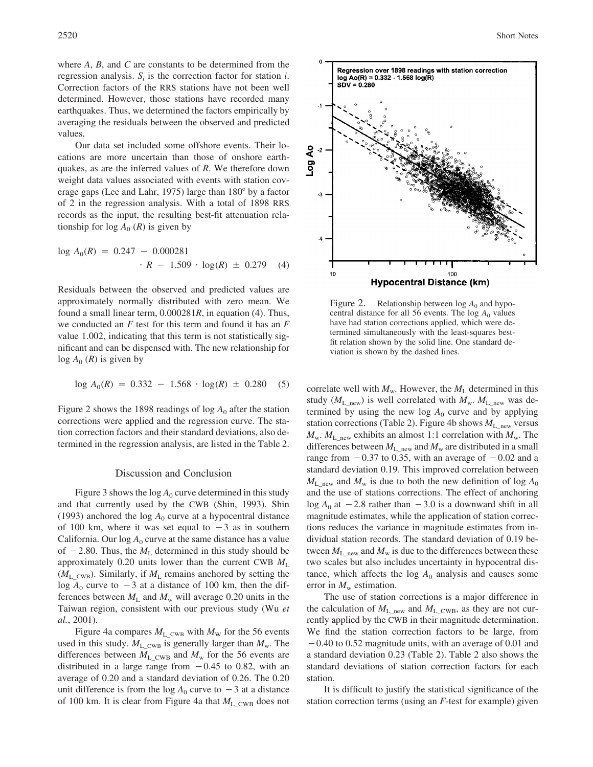where $A$, $B$, and $C$ are constants to be determined from the regression analysis. $S_i$ is the correction factor for station $i$. Correction factors of the RRS stations have not been well determined. However, those stations have recorded many earthquakes. Thus, we determined the factors empirically by averaging the residuals between the observed and predicted values.

Our data set included some offshore events. Their locations are more uncertain than those of onshore earthquakes, as are the inferred values of $R$. We therefore down weight data values associated with events with station coverage gaps (Lee and Lahr, 1975) large than 180° by a factor of 2 in the regression analysis. With a total of 1898 RRS records as the input, the resulting best-fit attenuation relationship for $\log A_0(R)$ is given by

$$\log A_0(R) = 0.247 - 0.000281 \cdot R - 1.509 \cdot \log(R) \pm 0.279 \quad (4)$$

Residuals between the observed and predicted values are approximately normally distributed with zero mean. We found a small linear term, $0.000281R$, in equation (4). Thus, we conducted an $F$ test for this term and found it has an $F$ value 1.002, indicating that this term is not statistically significant and can be dispensed with. The new relationship for $\log A_0(R)$ is given by

$$\log A_0(R) = 0.332 - 1.568 \cdot \log(R) \pm 0.280 \quad (5)$$

Figure 2 shows the 1898 readings of $\log A_0$ after the station corrections were applied and the regression curve. The station correction factors and their standard deviations, also determined in the regression analysis, are listed in the Table 2.

Figure 2. Relationship between $\log A_0$ and hypocentral distance for all 56 events. The $\log A_0$ values have had station corrections applied, which were determined simultaneously with the least-squares best-fit relation shown by the solid line. One standard deviation is shown by the dashed lines.

## Discussion and Conclusion

Figure 3 shows the $\log A_0$ curve determined in this study and that currently used by the CWB (Shin, 1993). Shin (1993) anchored the $\log A_0$ curve at a hypocentral distance of 100 km, where it was set equal to $-3$ as in southern California. Our $\log A_0$ curve at the same distance has a value of $-2.80$. Thus, the $M_L$ determined in this study should be approximately 0.20 units lower than the current CWB $M_L$ ($M_{L\_CWB}$). Similarly, if $M_L$ remains anchored by setting the $\log A_0$ curve to $-3$ at a distance of 100 km, then the differences between $M_L$ and $M_w$ will average 0.20 units in the Taiwan region, consistent with our previous study (Wu *et al.*, 2001).

Figure 4a compares $M_{L\_CWB}$ with $M_W$ for the 56 events used in this study. $M_{L\_CWB}$ is generally larger than $M_w$. The differences between $M_{L\_CWB}$ and $M_w$ for the 56 events are distributed in a large range from $-0.45$ to 0.82, with an average of 0.20 and a standard deviation of 0.26. The 0.20 unit difference is from the $\log A_0$ curve to $-3$ at a distance of 100 km. It is clear from Figure 4a that $M_{L\_CWB}$ does not correlate well with $M_w$. However, the $M_L$ determined in this study ($M_{L\_new}$) is well correlated with $M_w$. $M_{L\_new}$ was determined by using the new $\log A_0$ curve and by applying station corrections (Table 2). Figure 4b shows $M_{L\_new}$ versus $M_w$. $M_{L\_new}$ exhibits an almost 1:1 correlation with $M_w$. The differences between $M_{L\_new}$ and $M_w$ are distributed in a small range from $-0.37$ to 0.35, with an average of $-0.02$ and a standard deviation 0.19. This improved correlation between $M_{L\_new}$ and $M_w$ is due to both the new definition of $\log A_0$ and the use of stations corrections. The effect of anchoring $\log A_0$ at $-2.8$ rather than $-3.0$ is a downward shift in all magnitude estimates, while the application of station corrections reduces the variance in magnitude estimates from individual station records. The standard deviation of 0.19 between $M_{L\_new}$ and $M_w$ is due to the differences between these two scales but also includes uncertainty in hypocentral distance, which affects the $\log A_0$ analysis and causes some error in $M_w$ estimation.

The use of station corrections is a major difference in the calculation of $M_{L\_new}$ and $M_{L\_CWB}$, as they are not currently applied by the CWB in their magnitude determination. We find the station correction factors to be large, from $-0.40$ to 0.52 magnitude units, with an average of 0.01 and a standard deviation 0.23 (Table 2). Table 2 also shows the standard deviations of station correction factors for each station.

It is difficult to justify the statistical significance of the station correction terms (using an $F$-test for example) given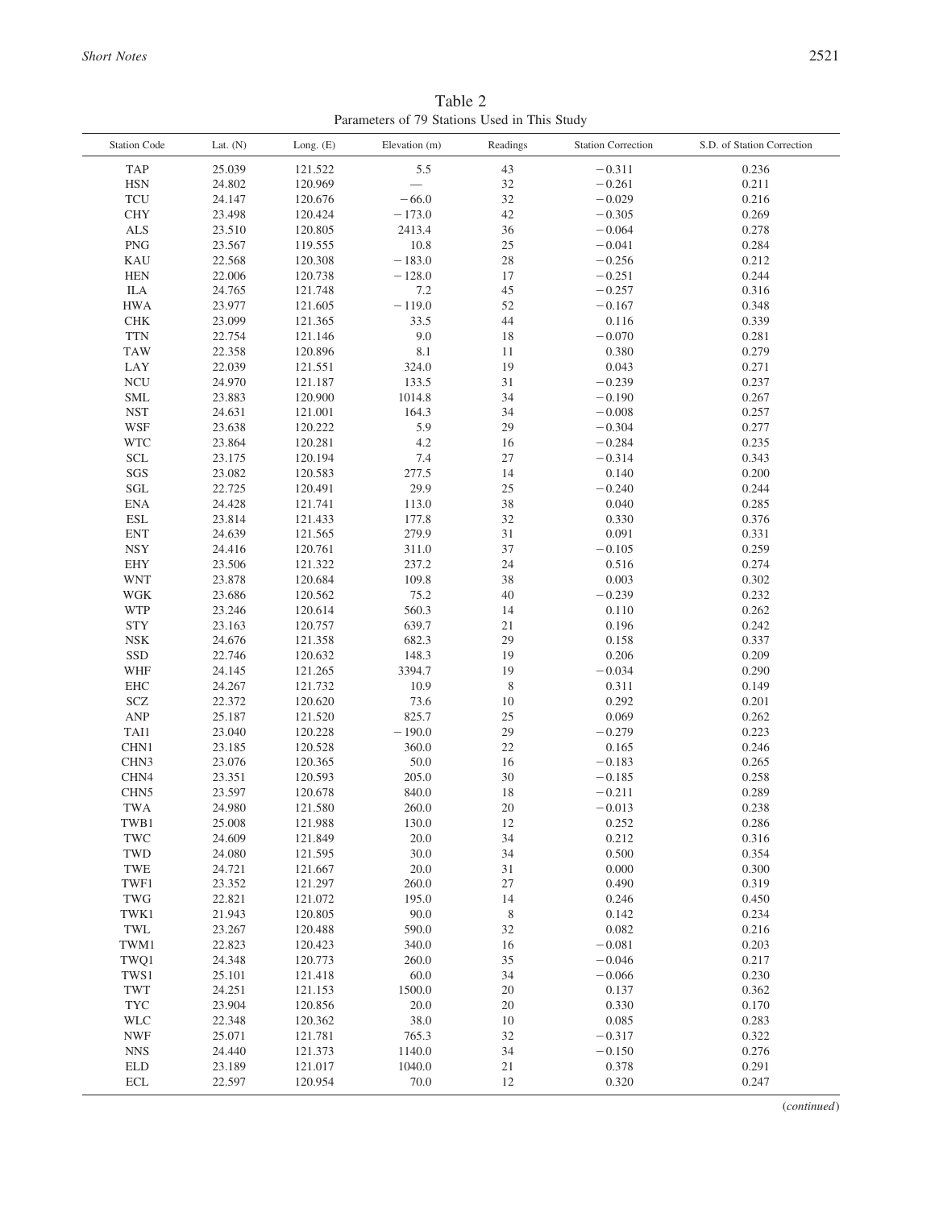Table 2
Parameters of 79 Stations Used in This Study

| Station Code | Lat. (N) | Long. (E) | Elevation (m) | Readings | Station Correction | S.D. of Station Correction |
|---|---|---|---|---|---|---|
| TAP | 25.039 | 121.522 | 5.5 | 43 | −0.311 | 0.236 |
| HSN | 24.802 | 120.969 | — | 32 | −0.261 | 0.211 |
| TCU | 24.147 | 120.676 | −66.0 | 32 | −0.029 | 0.216 |
| CHY | 23.498 | 120.424 | −173.0 | 42 | −0.305 | 0.269 |
| ALS | 23.510 | 120.805 | 2413.4 | 36 | −0.064 | 0.278 |
| PNG | 23.567 | 119.555 | 10.8 | 25 | −0.041 | 0.284 |
| KAU | 22.568 | 120.308 | −183.0 | 28 | −0.256 | 0.212 |
| HEN | 22.006 | 120.738 | −128.0 | 17 | −0.251 | 0.244 |
| ILA | 24.765 | 121.748 | 7.2 | 45 | −0.257 | 0.316 |
| HWA | 23.977 | 121.605 | −119.0 | 52 | −0.167 | 0.348 |
| CHK | 23.099 | 121.365 | 33.5 | 44 | 0.116 | 0.339 |
| TTN | 22.754 | 121.146 | 9.0 | 18 | −0.070 | 0.281 |
| TAW | 22.358 | 120.896 | 8.1 | 11 | 0.380 | 0.279 |
| LAY | 22.039 | 121.551 | 324.0 | 19 | 0.043 | 0.271 |
| NCU | 24.970 | 121.187 | 133.5 | 31 | −0.239 | 0.237 |
| SML | 23.883 | 120.900 | 1014.8 | 34 | −0.190 | 0.267 |
| NST | 24.631 | 121.001 | 164.3 | 34 | −0.008 | 0.257 |
| WSF | 23.638 | 120.222 | 5.9 | 29 | −0.304 | 0.277 |
| WTC | 23.864 | 120.281 | 4.2 | 16 | −0.284 | 0.235 |
| SCL | 23.175 | 120.194 | 7.4 | 27 | −0.314 | 0.343 |
| SGS | 23.082 | 120.583 | 277.5 | 14 | 0.140 | 0.200 |
| SGL | 22.725 | 120.491 | 29.9 | 25 | −0.240 | 0.244 |
| ENA | 24.428 | 121.741 | 113.0 | 38 | 0.040 | 0.285 |
| ESL | 23.814 | 121.433 | 177.8 | 32 | 0.330 | 0.376 |
| ENT | 24.639 | 121.565 | 279.9 | 31 | 0.091 | 0.331 |
| NSY | 24.416 | 120.761 | 311.0 | 37 | −0.105 | 0.259 |
| EHY | 23.506 | 121.322 | 237.2 | 24 | 0.516 | 0.274 |
| WNT | 23.878 | 120.684 | 109.8 | 38 | 0.003 | 0.302 |
| WGK | 23.686 | 120.562 | 75.2 | 40 | −0.239 | 0.232 |
| WTP | 23.246 | 120.614 | 560.3 | 14 | 0.110 | 0.262 |
| STY | 23.163 | 120.757 | 639.7 | 21 | 0.196 | 0.242 |
| NSK | 24.676 | 121.358 | 682.3 | 29 | 0.158 | 0.337 |
| SSD | 22.746 | 120.632 | 148.3 | 19 | 0.206 | 0.209 |
| WHF | 24.145 | 121.265 | 3394.7 | 19 | −0.034 | 0.290 |
| EHC | 24.267 | 121.732 | 10.9 | 8 | 0.311 | 0.149 |
| SCZ | 22.372 | 120.620 | 73.6 | 10 | 0.292 | 0.201 |
| ANP | 25.187 | 121.520 | 825.7 | 25 | 0.069 | 0.262 |
| TAI1 | 23.040 | 120.228 | −190.0 | 29 | −0.279 | 0.223 |
| CHN1 | 23.185 | 120.528 | 360.0 | 22 | 0.165 | 0.246 |
| CHN3 | 23.076 | 120.365 | 50.0 | 16 | −0.183 | 0.265 |
| CHN4 | 23.351 | 120.593 | 205.0 | 30 | −0.185 | 0.258 |
| CHN5 | 23.597 | 120.678 | 840.0 | 18 | −0.211 | 0.289 |
| TWA | 24.980 | 121.580 | 260.0 | 20 | −0.013 | 0.238 |
| TWB1 | 25.008 | 121.988 | 130.0 | 12 | 0.252 | 0.286 |
| TWC | 24.609 | 121.849 | 20.0 | 34 | 0.212 | 0.316 |
| TWD | 24.080 | 121.595 | 30.0 | 34 | 0.500 | 0.354 |
| TWE | 24.721 | 121.667 | 20.0 | 31 | 0.000 | 0.300 |
| TWF1 | 23.352 | 121.297 | 260.0 | 27 | 0.490 | 0.319 |
| TWG | 22.821 | 121.072 | 195.0 | 14 | 0.246 | 0.450 |
| TWK1 | 21.943 | 120.805 | 90.0 | 8 | 0.142 | 0.234 |
| TWL | 23.267 | 120.488 | 590.0 | 32 | 0.082 | 0.216 |
| TWM1 | 22.823 | 120.423 | 340.0 | 16 | −0.081 | 0.203 |
| TWQ1 | 24.348 | 120.773 | 260.0 | 35 | −0.046 | 0.217 |
| TWS1 | 25.101 | 121.418 | 60.0 | 34 | −0.066 | 0.230 |
| TWT | 24.251 | 121.153 | 1500.0 | 20 | 0.137 | 0.362 |
| TYC | 23.904 | 120.856 | 20.0 | 20 | 0.330 | 0.170 |
| WLC | 22.348 | 120.362 | 38.0 | 10 | 0.085 | 0.283 |
| NWF | 25.071 | 121.781 | 765.3 | 32 | −0.317 | 0.322 |
| NNS | 24.440 | 121.373 | 1140.0 | 34 | −0.150 | 0.276 |
| ELD | 23.189 | 121.017 | 1040.0 | 21 | 0.378 | 0.291 |
| ECL | 22.597 | 120.954 | 70.0 | 12 | 0.320 | 0.247 |

(*continued*)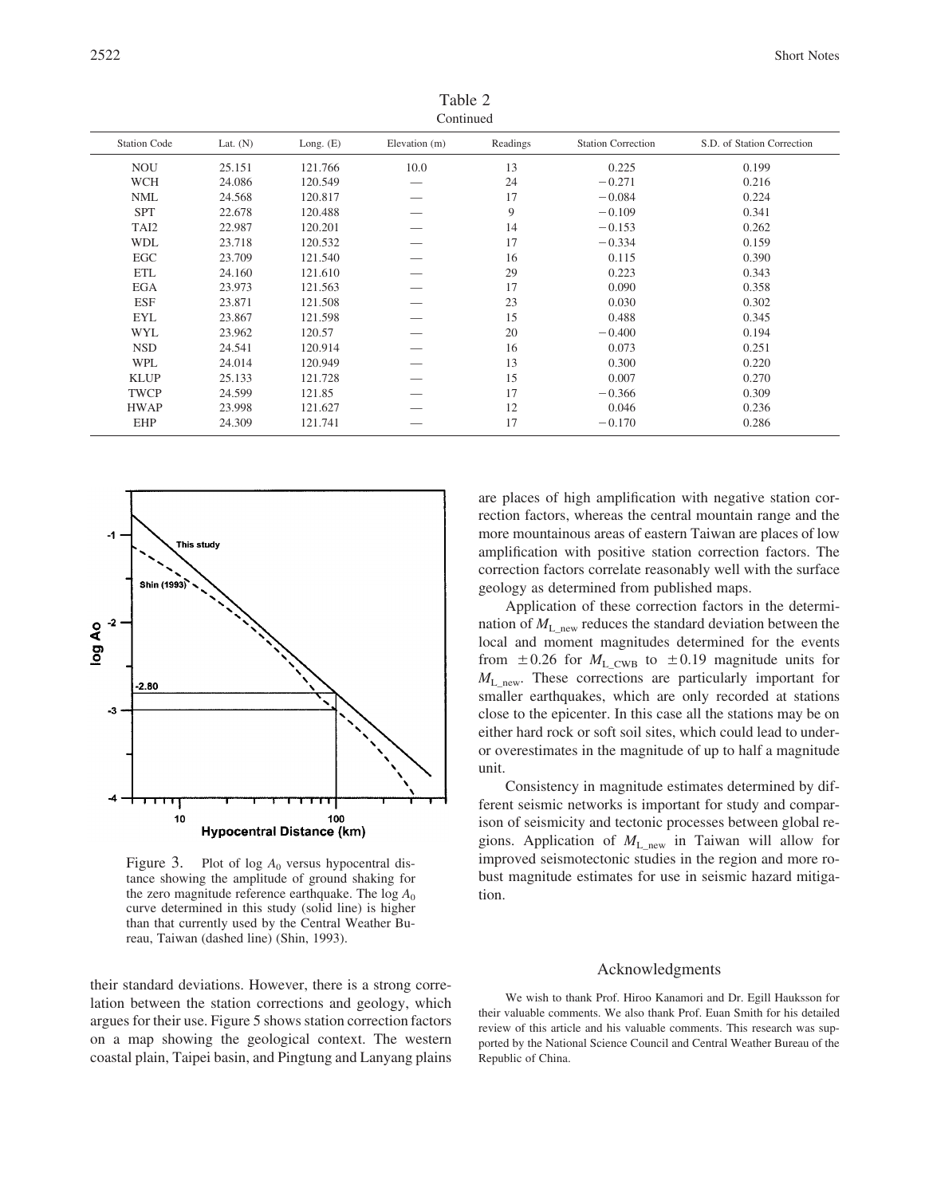Table 2
Continued

| Station Code | Lat. (N) | Long. (E) | Elevation (m) | Readings | Station Correction | S.D. of Station Correction |
|---|---|---|---|---|---|---|
| NOU | 25.151 | 121.766 | 10.0 | 13 | 0.225 | 0.199 |
| WCH | 24.086 | 120.549 | — | 24 | −0.271 | 0.216 |
| NML | 24.568 | 120.817 | — | 17 | −0.084 | 0.224 |
| SPT | 22.678 | 120.488 | — | 9 | −0.109 | 0.341 |
| TAI2 | 22.987 | 120.201 | — | 14 | −0.153 | 0.262 |
| WDL | 23.718 | 120.532 | — | 17 | −0.334 | 0.159 |
| EGC | 23.709 | 121.540 | — | 16 | 0.115 | 0.390 |
| ETL | 24.160 | 121.610 | — | 29 | 0.223 | 0.343 |
| EGA | 23.973 | 121.563 | — | 17 | 0.090 | 0.358 |
| ESF | 23.871 | 121.508 | — | 23 | 0.030 | 0.302 |
| EYL | 23.867 | 121.598 | — | 15 | 0.488 | 0.345 |
| WYL | 23.962 | 120.57 | — | 20 | −0.400 | 0.194 |
| NSD | 24.541 | 120.914 | — | 16 | 0.073 | 0.251 |
| WPL | 24.014 | 120.949 | — | 13 | 0.300 | 0.220 |
| KLUP | 25.133 | 121.728 | — | 15 | 0.007 | 0.270 |
| TWCP | 24.599 | 121.85 | — | 17 | −0.366 | 0.309 |
| HWAP | 23.998 | 121.627 | — | 12 | 0.046 | 0.236 |
| EHP | 24.309 | 121.741 | — | 17 | −0.170 | 0.286 |

Figure 3. Plot of log $A_0$ versus hypocentral distance showing the amplitude of ground shaking for the zero magnitude reference earthquake. The log $A_0$ curve determined in this study (solid line) is higher than that currently used by the Central Weather Bureau, Taiwan (dashed line) (Shin, 1993).

their standard deviations. However, there is a strong correlation between the station corrections and geology, which argues for their use. Figure 5 shows station correction factors on a map showing the geological context. The western coastal plain, Taipei basin, and Pingtung and Lanyang plains are places of high amplification with negative station correction factors, whereas the central mountain range and the more mountainous areas of eastern Taiwan are places of low amplification with positive station correction factors. The correction factors correlate reasonably well with the surface geology as determined from published maps.

Application of these correction factors in the determination of $M_{L\_new}$ reduces the standard deviation between the local and moment magnitudes determined for the events from $\pm 0.26$ for $M_{L\_CWB}$ to $\pm 0.19$ magnitude units for $M_{L\_new}$. These corrections are particularly important for smaller earthquakes, which are only recorded at stations close to the epicenter. In this case all the stations may be on either hard rock or soft soil sites, which could lead to under- or overestimates in the magnitude of up to half a magnitude unit.

Consistency in magnitude estimates determined by different seismic networks is important for study and comparison of seismicity and tectonic processes between global regions. Application of $M_{L\_new}$ in Taiwan will allow for improved seismotectonic studies in the region and more robust magnitude estimates for use in seismic hazard mitigation.

## Acknowledgments

We wish to thank Prof. Hiroo Kanamori and Dr. Egill Hauksson for their valuable comments. We also thank Prof. Euan Smith for his detailed review of this article and his valuable comments. This research was supported by the National Science Council and Central Weather Bureau of the Republic of China.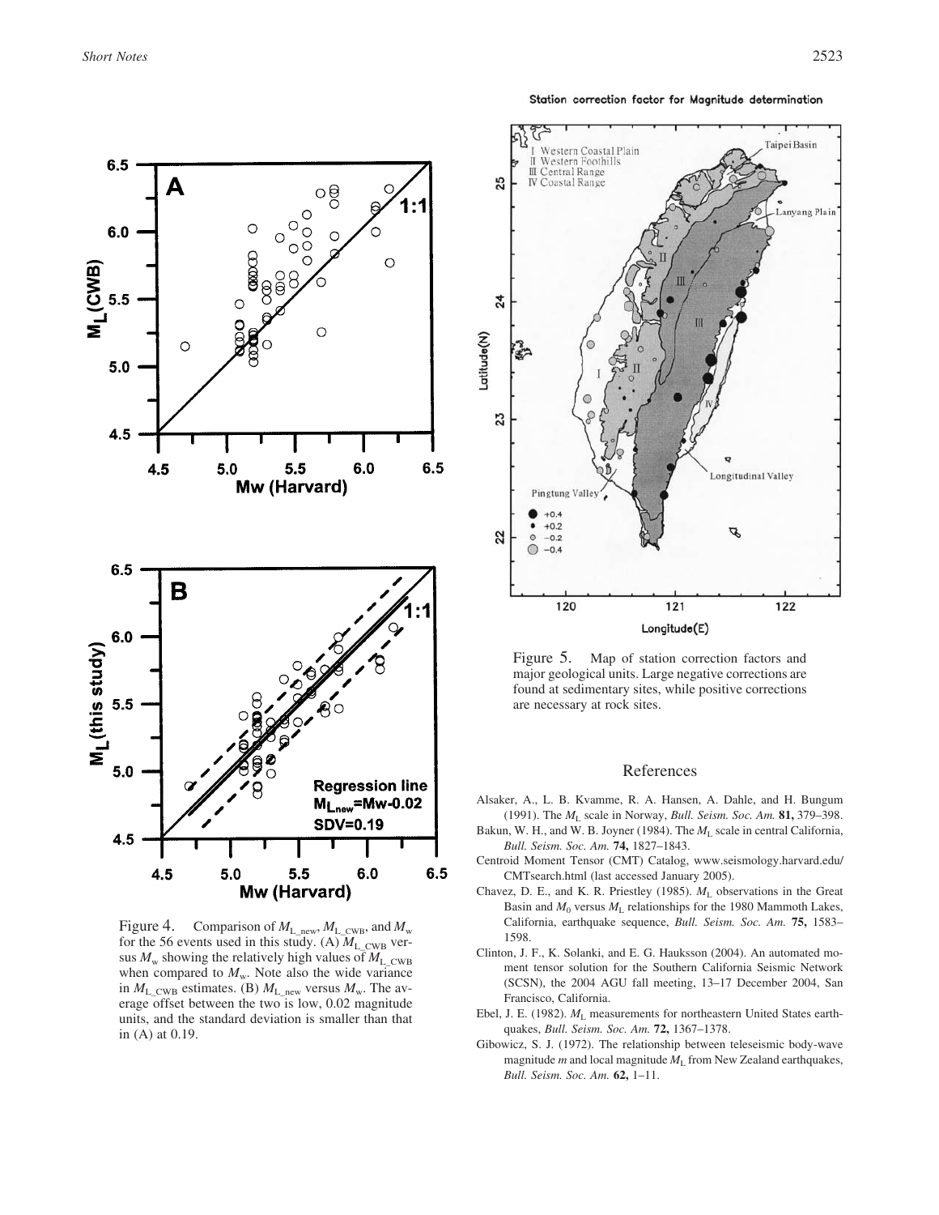Figure 4. Comparison of $M_{L\_new}$, $M_{L\_CWB}$, and $M_w$ for the 56 events used in this study. (A) $M_{L\_CWB}$ versus $M_w$ showing the relatively high values of $M_{L\_CWB}$ when compared to $M_w$. Note also the wide variance in $M_{L\_CWB}$ estimates. (B) $M_{L\_new}$ versus $M_w$. The average offset between the two is low, 0.02 magnitude units, and the standard deviation is smaller than that in (A) at 0.19.

Figure 5. Map of station correction factors and major geological units. Large negative corrections are found at sedimentary sites, while positive corrections are necessary at rock sites.

## References

Alsaker, A., L. B. Kvamme, R. A. Hansen, A. Dahle, and H. Bungum (1991). The $M_L$ scale in Norway, *Bull. Seism. Soc. Am.* **81,** 379–398.

Bakun, W. H., and W. B. Joyner (1984). The $M_L$ scale in central California, *Bull. Seism. Soc. Am.* **74,** 1827–1843.

Centroid Moment Tensor (CMT) Catalog, www.seismology.harvard.edu/CMTsearch.html (last accessed January 2005).

Chavez, D. E., and K. R. Priestley (1985). $M_L$ observations in the Great Basin and $M_0$ versus $M_L$ relationships for the 1980 Mammoth Lakes, California, earthquake sequence, *Bull. Seism. Soc. Am.* **75,** 1583–1598.

Clinton, J. F., K. Solanki, and E. G. Hauksson (2004). An automated moment tensor solution for the Southern California Seismic Network (SCSN), the 2004 AGU fall meeting, 13–17 December 2004, San Francisco, California.

Ebel, J. E. (1982). $M_L$ measurements for northeastern United States earthquakes, *Bull. Seism. Soc. Am.* **72,** 1367–1378.

Gibowicz, S. J. (1972). The relationship between teleseismic body-wave magnitude *m* and local magnitude $M_L$ from New Zealand earthquakes, *Bull. Seism. Soc. Am.* **62,** 1–11.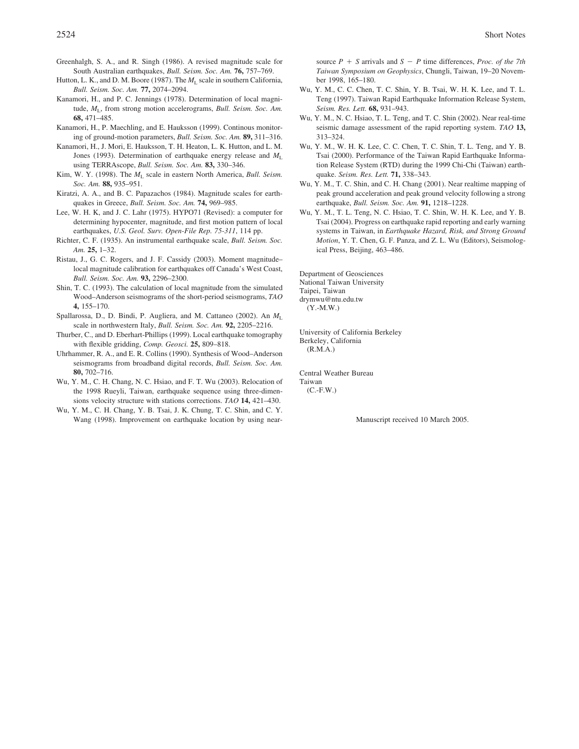Greenhalgh, S. A., and R. Singh (1986). A revised magnitude scale for South Australian earthquakes, *Bull. Seism. Soc. Am.* **76,** 757–769.

Hutton, L. K., and D. M. Boore (1987). The $M_L$ scale in southern California, *Bull. Seism. Soc. Am.* **77,** 2074–2094.

Kanamori, H., and P. C. Jennings (1978). Determination of local magnitude, $M_L$, from strong motion accelerograms, *Bull. Seism. Soc. Am.* **68,** 471–485.

Kanamori, H., P. Maechling, and E. Hauksson (1999). Continous monitoring of ground-motion parameters, *Bull. Seism. Soc. Am.* **89,** 311–316.

Kanamori, H., J. Mori, E. Hauksson, T. H. Heaton, L. K. Hutton, and L. M. Jones (1993). Determination of earthquake energy release and $M_L$ using TERRAscope, *Bull. Seism. Soc. Am.* **83,** 330–346.

Kim, W. Y. (1998). The $M_L$ scale in eastern North America, *Bull. Seism. Soc. Am.* **88,** 935–951.

Kiratzi, A. A., and B. C. Papazachos (1984). Magnitude scales for earthquakes in Greece, *Bull. Seism. Soc. Am.* **74,** 969–985.

Lee, W. H. K, and J. C. Lahr (1975). HYPO71 (Revised): a computer for determining hypocenter, magnitude, and first motion pattern of local earthquakes, *U.S. Geol. Surv. Open-File Rep. 75-311*, 114 pp.

Richter, C. F. (1935). An instrumental earthquake scale, *Bull. Seism. Soc. Am.* **25,** 1–32.

Ristau, J., G. C. Rogers, and J. F. Cassidy (2003). Moment magnitude–local magnitude calibration for earthquakes off Canada's West Coast, *Bull. Seism. Soc. Am.* **93,** 2296–2300.

Shin, T. C. (1993). The calculation of local magnitude from the simulated Wood–Anderson seismograms of the short-period seismograms, *TAO* **4,** 155–170.

Spallarossa, D., D. Bindi, P. Augliera, and M. Cattaneo (2002). An $M_L$ scale in northwestern Italy, *Bull. Seism. Soc. Am.* **92,** 2205–2216.

Thurber, C., and D. Eberhart-Phillips (1999). Local earthquake tomography with flexible gridding, *Comp. Geosci.* **25,** 809–818.

Uhrhammer, R. A., and E. R. Collins (1990). Synthesis of Wood–Anderson seismograms from broadband digital records, *Bull. Seism. Soc. Am.* **80,** 702–716.

Wu, Y. M., C. H. Chang, N. C. Hsiao, and F. T. Wu (2003). Relocation of the 1998 Rueyli, Taiwan, earthquake sequence using three-dimensions velocity structure with stations corrections. *TAO* **14,** 421–430.

Wu, Y. M., C. H. Chang, Y. B. Tsai, J. K. Chung, T. C. Shin, and C. Y. Wang (1998). Improvement on earthquake location by using near-source $P + S$ arrivals and $S - P$ time differences, *Proc. of the 7th Taiwan Symposium on Geophysics*, Chungli, Taiwan, 19–20 November 1998, 165–180.

Wu, Y. M., C. C. Chen, T. C. Shin, Y. B. Tsai, W. H. K. Lee, and T. L. Teng (1997). Taiwan Rapid Earthquake Information Release System, *Seism. Res. Lett.* **68,** 931–943.

Wu, Y. M., N. C. Hsiao, T. L. Teng, and T. C. Shin (2002). Near real-time seismic damage assessment of the rapid reporting system. *TAO* **13,** 313–324.

Wu, Y. M., W. H. K. Lee, C. C. Chen, T. C. Shin, T. L. Teng, and Y. B. Tsai (2000). Performance of the Taiwan Rapid Earthquake Information Release System (RTD) during the 1999 Chi-Chi (Taiwan) earthquake. *Seism. Res. Lett.* **71,** 338–343.

Wu, Y. M., T. C. Shin, and C. H. Chang (2001). Near realtime mapping of peak ground acceleration and peak ground velocity following a strong earthquake, *Bull. Seism. Soc. Am.* **91,** 1218–1228.

Wu, Y. M., T. L. Teng, N. C. Hsiao, T. C. Shin, W. H. K. Lee, and Y. B. Tsai (2004). Progress on earthquake rapid reporting and early warning systems in Taiwan, in *Earthquake Hazard, Risk, and Strong Ground Motion*, Y. T. Chen, G. F. Panza, and Z. L. Wu (Editors), Seismological Press, Beijing, 463–486.

Department of Geosciences
National Taiwan University
Taipei, Taiwan
drymwu@ntu.edu.tw
(Y.-M.W.)

University of California Berkeley
Berkeley, California
(R.M.A.)

Central Weather Bureau
Taiwan
(C.-F.W.)

Manuscript received 10 March 2005.